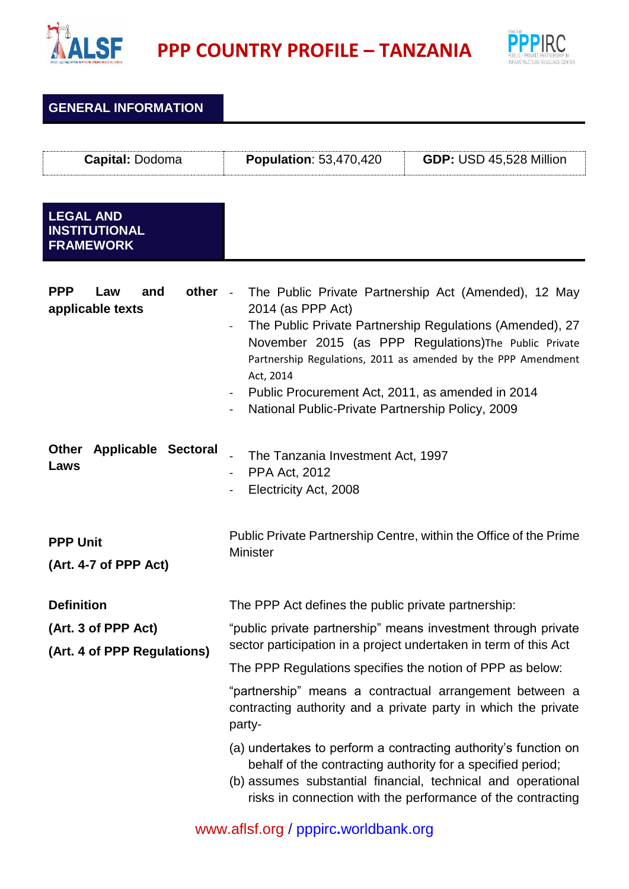# PPP COUNTRY PROFILE – TANZANIA

## GENERAL INFORMATION

| **Capital:** Dodoma | **Population**: 53,470,420 | **GDP:** USD 45,528 Million |
|---|---|---|

## LEGAL AND INSTITUTIONAL FRAMEWORK

| | |
|---|---|
| **PPP Law and other applicable texts** | - The Public Private Partnership Act (Amended), 12 May 2014 (as PPP Act)<br>- The Public Private Partnership Regulations (Amended), 27 November 2015 (as PPP Regulations)The Public Private Partnership Regulations, 2011 as amended by the PPP Amendment Act, 2014<br>- Public Procurement Act, 2011, as amended in 2014<br>- National Public-Private Partnership Policy, 2009 |
| **Other Applicable Sectoral Laws** | - The Tanzania Investment Act, 1997<br>- PPA Act, 2012<br>- Electricity Act, 2008 |
| **PPP Unit**<br>**(Art. 4-7 of PPP Act)** | Public Private Partnership Centre, within the Office of the Prime Minister |
| **Definition**<br>**(Art. 3 of PPP Act)**<br>**(Art. 4 of PPP Regulations)** | The PPP Act defines the public private partnership:<br>"public private partnership" means investment through private sector participation in a project undertaken in term of this Act<br>The PPP Regulations specifies the notion of PPP as below:<br>"partnership" means a contractual arrangement between a contracting authority and a private party in which the private party-<br>(a) undertakes to perform a contracting authority's function on behalf of the contracting authority for a specified period;<br>(b) assumes substantial financial, technical and operational risks in connection with the performance of the contracting |

www.aflsf.org / pppirc.worldbank.org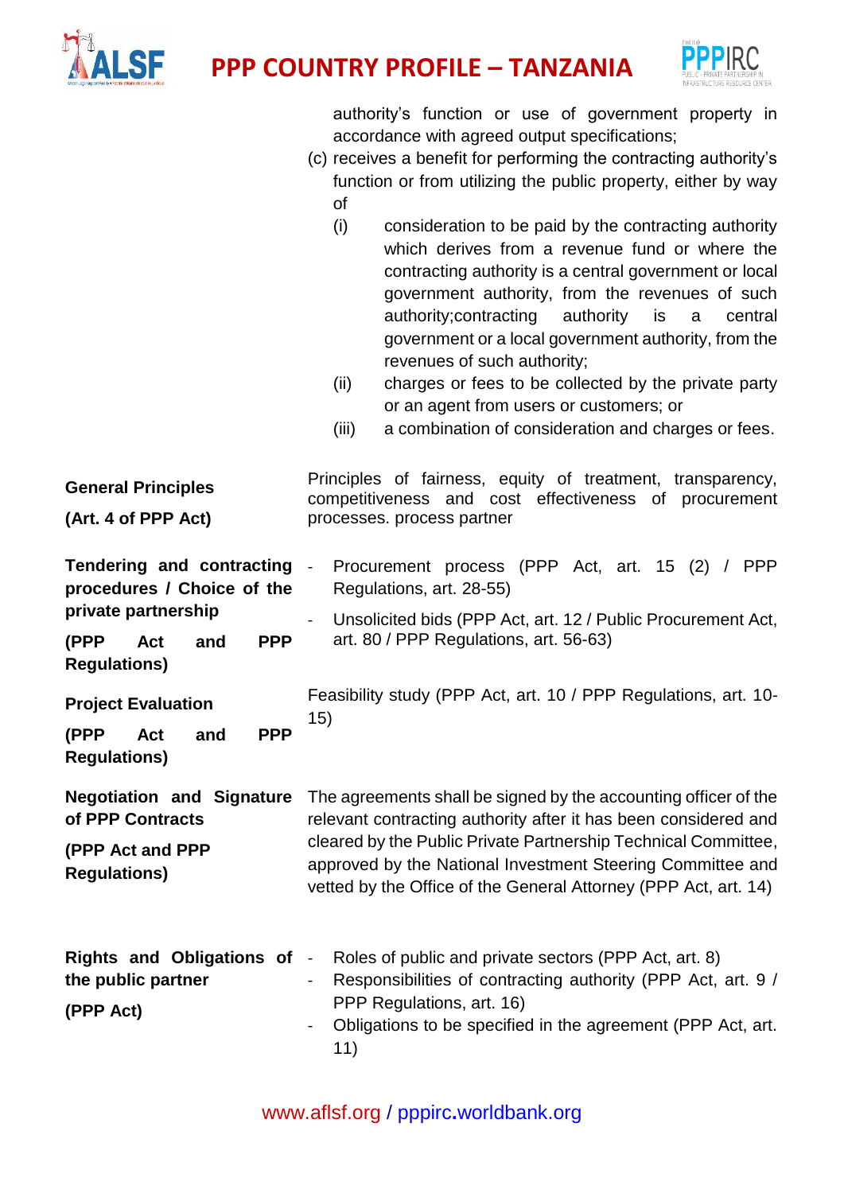| | |
|---|---|
| | authority's function or use of government property in accordance with agreed output specifications;<br>(c) receives a benefit for performing the contracting authority's function or from utilizing the public property, either by way of<br>(i) consideration to be paid by the contracting authority which derives from a revenue fund or where the contracting authority is a central government or local government authority, from the revenues of such authority;contracting authority is a central government or a local government authority, from the revenues of such authority;<br>(ii) charges or fees to be collected by the private party or an agent from users or customers; or<br>(iii) a combination of consideration and charges or fees. |
| **General Principles**<br>**(Art. 4 of PPP Act)** | Principles of fairness, equity of treatment, transparency, competitiveness and cost effectiveness of procurement processes. process partner |
| **Tendering and contracting procedures / Choice of the private partnership**<br>**(PPP Act and PPP Regulations)** | - Procurement process (PPP Act, art. 15 (2) / PPP Regulations, art. 28-55)<br>- Unsolicited bids (PPP Act, art. 12 / Public Procurement Act, art. 80 / PPP Regulations, art. 56-63) |
| **Project Evaluation**<br>**(PPP Act and PPP Regulations)** | Feasibility study (PPP Act, art. 10 / PPP Regulations, art. 10-15) |
| **Negotiation and Signature of PPP Contracts**<br>**(PPP Act and PPP Regulations)** | The agreements shall be signed by the accounting officer of the relevant contracting authority after it has been considered and cleared by the Public Private Partnership Technical Committee, approved by the National Investment Steering Committee and vetted by the Office of the General Attorney (PPP Act, art. 14) |
| **Rights and Obligations of the public partner**<br>**(PPP Act)** | - Roles of public and private sectors (PPP Act, art. 8)<br>- Responsibilities of contracting authority (PPP Act, art. 9 / PPP Regulations, art. 16)<br>- Obligations to be specified in the agreement (PPP Act, art. 11) |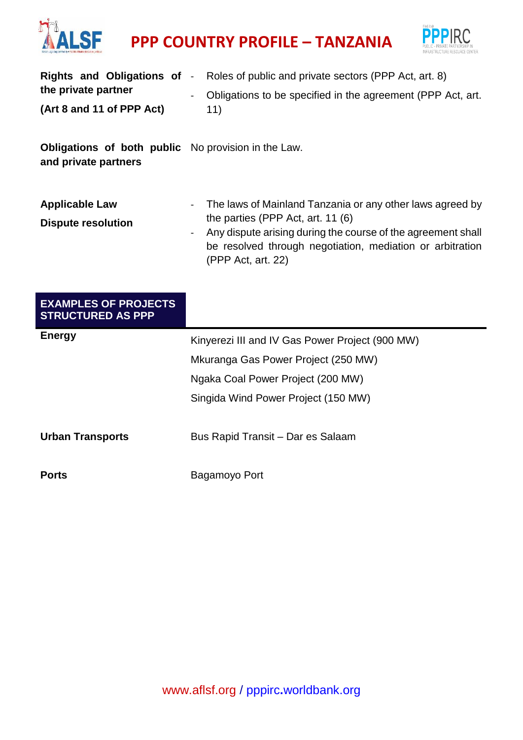| | |
|---|---|
| **Rights and Obligations of the private partner** **(Art 8 and 11 of PPP Act)** | - Roles of public and private sectors (PPP Act, art. 8) - Obligations to be specified in the agreement (PPP Act, art. 11) |
| **Obligations of both public and private partners** | No provision in the Law. |
| **Applicable Law** **Dispute resolution** | - The laws of Mainland Tanzania or any other laws agreed by the parties (PPP Act, art. 11 (6) - Any dispute arising during the course of the agreement shall be resolved through negotiation, mediation or arbitration (PPP Act, art. 22) |

## EXAMPLES OF PROJECTS STRUCTURED AS PPP

| | |
|---|---|
| **Energy** | Kinyerezi III and IV Gas Power Project (900 MW) Mkuranga Gas Power Project (250 MW) Ngaka Coal Power Project (200 MW) Singida Wind Power Project (150 MW) |
| **Urban Transports** | Bus Rapid Transit – Dar es Salaam |
| **Ports** | Bagamoyo Port |